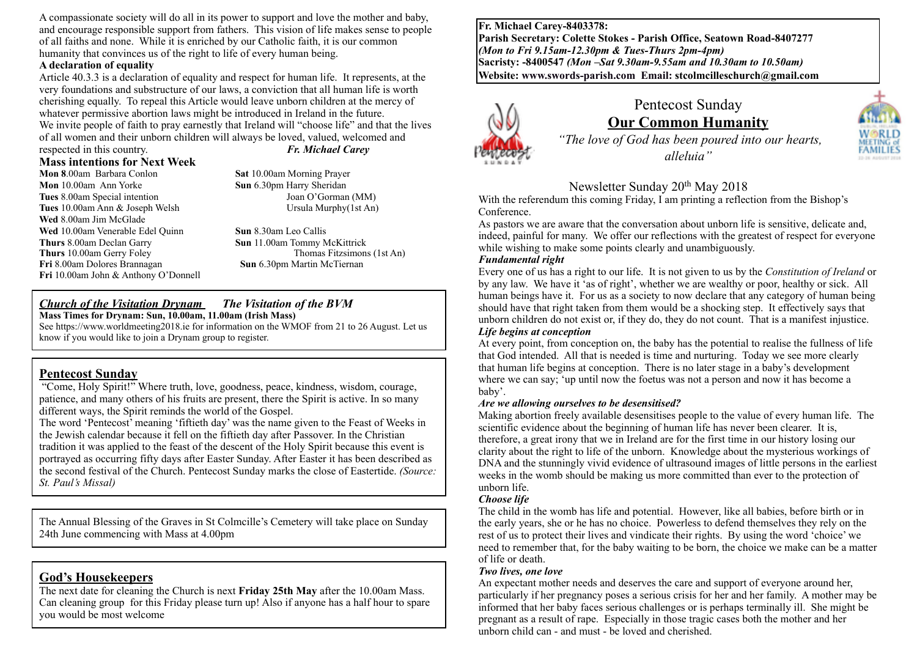A compassionate society will do all in its power to support and love the mother and baby, and encourage responsible support from fathers. This vision of life makes sense to people of all faiths and none. While it is enriched by our Catholic faith, it is our common humanity that convinces us of the right to life of every human being.

**A declaration of equality**

Article 40.3.3 is a declaration of equality and respect for human life. It represents, at the very foundations and substructure of our laws, a conviction that all human life is worth cherishing equally. To repeal this Article would leave unborn children at the mercy of whatever permissive abortion laws might be introduced in Ireland in the future.

We invite people of faith to pray earnestly that Ireland will "choose life" and that the lives of all women and their unborn children will always be loved, valued, welcomed and respected in this country. ***Fr. Michael Carey***

### Mass intentions for Next Week

**Mon 8**.00am Barbara Conlon
**Mon** 10.00am Ann Yorke
**Tues** 8.00am Special intention
**Tues** 10.00am Ann & Joseph Welsh
**Wed** 8.00am Jim McGlade
**Wed** 10.00am Venerable Edel Quinn
**Thurs** 8.00am Declan Garry
**Thurs** 10.00am Gerry Foley
**Fri** 8.00am Dolores Brannagan
**Fri** 10.00am John & Anthony O'Donnell
**Sat** 10.00am Morning Prayer
**Sun** 6.30pm Harry Sheridan
Joan O'Gorman (MM)
Ursula Murphy(1st An)
**Sun** 8.30am Leo Callis
**Sun** 11.00am Tommy McKittrick
Thomas Fitzsimons (1st An)
**Sun** 6.30pm Martin McTiernan

***Church of the Visitation Drynam*** ***The Visitation of the BVM***

**Mass Times for Drynam: Sun, 10.00am, 11.00am (Irish Mass)**

See https://www.worldmeeting2018.ie for information on the WMOF from 21 to 26 August. Let us know if you would like to join a Drynam group to register.

## Pentecost Sunday

"Come, Holy Spirit!" Where truth, love, goodness, peace, kindness, wisdom, courage, patience, and many others of his fruits are present, there the Spirit is active. In so many different ways, the Spirit reminds the world of the Gospel.

The word 'Pentecost' meaning 'fiftieth day' was the name given to the Feast of Weeks in the Jewish calendar because it fell on the fiftieth day after Passover. In the Christian tradition it was applied to the feast of the descent of the Holy Spirit because this event is portrayed as occurring fifty days after Easter Sunday. After Easter it has been described as the second festival of the Church. Pentecost Sunday marks the close of Eastertide. *(Source: St. Paul's Missal)*

The Annual Blessing of the Graves in St Colmcille's Cemetery will take place on Sunday 24th June commencing with Mass at 4.00pm

## God's Housekeepers

The next date for cleaning the Church is next **Friday 25th May** after the 10.00am Mass. Can cleaning group for this Friday please turn up! Also if anyone has a half hour to spare you would be most welcome

**Fr. Michael Carey-8403378:**
**Parish Secretary: Colette Stokes - Parish Office, Seatown Road-8407277**
***(Mon to Fri 9.15am-12.30pm & Tues-Thurs 2pm-4pm)***
**Sacristy: -8400547** ***(Mon –Sat 9.30am-9.55am and 10.30am to 10.50am)***
**Website: www.swords-parish.com Email: stcolmcilleschurch@gmail.com**

# Pentecost Sunday

## Our Common Humanity

*"The love of God has been poured into our hearts, alleluia"*

Newsletter Sunday 20th May 2018

With the referendum this coming Friday, I am printing a reflection from the Bishop's Conference.

As pastors we are aware that the conversation about unborn life is sensitive, delicate and, indeed, painful for many. We offer our reflections with the greatest of respect for everyone while wishing to make some points clearly and unambiguously.

***Fundamental right***

Every one of us has a right to our life. It is not given to us by the *Constitution of Ireland* or by any law. We have it 'as of right', whether we are wealthy or poor, healthy or sick. All human beings have it. For us as a society to now declare that any category of human being should have that right taken from them would be a shocking step. It effectively says that unborn children do not exist or, if they do, they do not count. That is a manifest injustice.

***Life begins at conception***

At every point, from conception on, the baby has the potential to realise the fullness of life that God intended. All that is needed is time and nurturing. Today we see more clearly that human life begins at conception. There is no later stage in a baby's development where we can say; 'up until now the foetus was not a person and now it has become a baby'.

***Are we allowing ourselves to be desensitised?***

Making abortion freely available desensitises people to the value of every human life. The scientific evidence about the beginning of human life has never been clearer. It is, therefore, a great irony that we in Ireland are for the first time in our history losing our clarity about the right to life of the unborn. Knowledge about the mysterious workings of DNA and the stunningly vivid evidence of ultrasound images of little persons in the earliest weeks in the womb should be making us more committed than ever to the protection of unborn life.

***Choose life***

The child in the womb has life and potential. However, like all babies, before birth or in the early years, she or he has no choice. Powerless to defend themselves they rely on the rest of us to protect their lives and vindicate their rights. By using the word 'choice' we need to remember that, for the baby waiting to be born, the choice we make can be a matter of life or death.

***Two lives, one love***

An expectant mother needs and deserves the care and support of everyone around her, particularly if her pregnancy poses a serious crisis for her and her family. A mother may be informed that her baby faces serious challenges or is perhaps terminally ill. She might be pregnant as a result of rape. Especially in those tragic cases both the mother and her unborn child can - and must - be loved and cherished.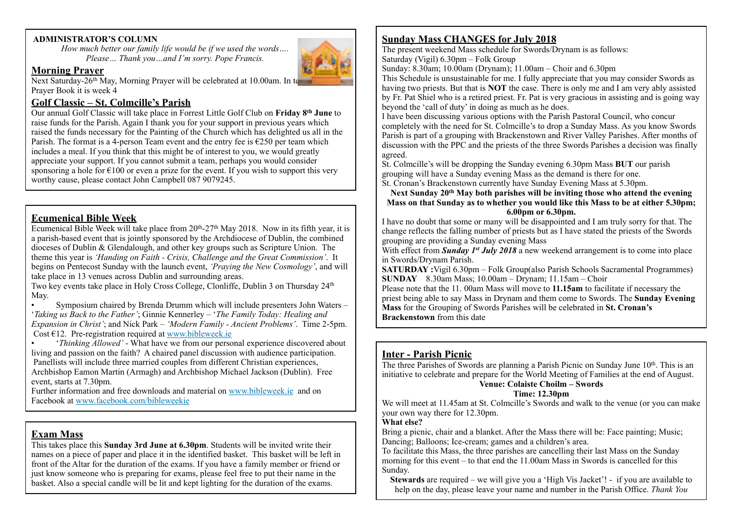**ADMINISTRATOR'S COLUMN**

*How much better our family life would be if we used the words…. Please… Thank you…and I'm sorry. Pope Francis.*

## Morning Prayer

Next Saturday-26th May, Morning Prayer will be celebrated at 10.00am. In te Prayer Book it is week 4

## Golf Classic – St. Colmcille's Parish

Our annual Golf Classic will take place in Forrest Little Golf Club on **Friday 8th June** to raise funds for the Parish. Again I thank you for your support in previous years which raised the funds necessary for the Painting of the Church which has delighted us all in the Parish. The format is a 4-person Team event and the entry fee is €250 per team which includes a meal. If you think that this might be of interest to you, we would greatly appreciate your support. If you cannot submit a team, perhaps you would consider sponsoring a hole for €100 or even a prize for the event. If you wish to support this very worthy cause, please contact John Campbell 087 9079245.

## Ecumenical Bible Week

Ecumenical Bible Week will take place from 20th-27th May 2018. Now in its fifth year, it is a parish-based event that is jointly sponsored by the Archdiocese of Dublin, the combined dioceses of Dublin & Glendalough, and other key groups such as Scripture Union. The theme this year is *'Handing on Faith - Crisis, Challenge and the Great Commission'*. It begins on Pentecost Sunday with the launch event, *'Praying the New Cosmology'*, and will take place in 13 venues across Dublin and surrounding areas.

Two key events take place in Holy Cross College, Clonliffe, Dublin 3 on Thursday 24th May.

- Symposium chaired by Brenda Drumm which will include presenters John Waters – '*Taking us Back to the Father'*; Ginnie Kennerley – '*The Family Today: Healing and Expansion in Christ'*; and Nick Park – *'Modern Family - Ancient Problems'*. Time 2-5pm. Cost €12. Pre-registration required at www.bibleweek.ie
- '*Thinking Allowed'* - What have we from our personal experience discovered about living and passion on the faith? A chaired panel discussion with audience participation. Panellists will include three married couples from different Christian experiences, Archbishop Eamon Martin (Armagh) and Archbishop Michael Jackson (Dublin). Free event, starts at 7.30pm.

Further information and free downloads and material on www.bibleweek.ie and on Facebook at www.facebook.com/bibleweekie

## Exam Mass

This takes place this **Sunday 3rd June at 6.30pm**. Students will be invited write their names on a piece of paper and place it in the identified basket. This basket will be left in front of the Altar for the duration of the exams. If you have a family member or friend or just know someone who is preparing for exams, please feel free to put their name in the basket. Also a special candle will be lit and kept lighting for the duration of the exams.

## Sunday Mass CHANGES for July 2018

The present weekend Mass schedule for Swords/Drynam is as follows:

Saturday (Vigil) 6.30pm – Folk Group

Sunday: 8.30am; 10.00am (Drynam); 11.00am – Choir and 6.30pm

This Schedule is unsustainable for me. I fully appreciate that you may consider Swords as having two priests. But that is **NOT** the case. There is only me and I am very ably assisted by Fr. Pat Shiel who is a retired priest. Fr. Pat is very gracious in assisting and is going way beyond the 'call of duty' in doing as much as he does.

I have been discussing various options with the Parish Pastoral Council, who concur completely with the need for St. Colmcille's to drop a Sunday Mass. As you know Swords Parish is part of a grouping with Brackenstown and River Valley Parishes. After months of discussion with the PPC and the priests of the three Swords Parishes a decision was finally agreed.

St. Colmcille's will be dropping the Sunday evening 6.30pm Mass **BUT** our parish grouping will have a Sunday evening Mass as the demand is there for one.

St. Cronan's Brackenstown currently have Sunday Evening Mass at 5.30pm.

**Next Sunday 20th May both parishes will be inviting those who attend the evening Mass on that Sunday as to whether you would like this Mass to be at either 5.30pm; 6.00pm or 6.30pm.**

I have no doubt that some or many will be disappointed and I am truly sorry for that. The change reflects the falling number of priests but as I have stated the priests of the Swords grouping are providing a Sunday evening Mass

With effect from ***Sunday 1st July 2018*** a new weekend arrangement is to come into place in Swords/Drynam Parish.

**SATURDAY :**Vigil 6.30pm – Folk Group(also Parish Schools Sacramental Programmes)

**SUNDAY** 8.30am Mass; 10.00am – Drynam; 11.15am – Choir

Please note that the 11. 00am Mass will move to **11.15am** to facilitate if necessary the priest being able to say Mass in Drynam and them come to Swords. The **Sunday Evening Mass** for the Grouping of Swords Parishes will be celebrated in **St. Cronan's Brackenstown** from this date

## Inter - Parish Picnic

The three Parishes of Swords are planning a Parish Picnic on Sunday June 10th. This is an initiative to celebrate and prepare for the World Meeting of Families at the end of August.

**Venue: Colaiste Choilm – Swords**

**Time: 12.30pm**

We will meet at 11.45am at St. Colmcille's Swords and walk to the venue (or you can make your own way there for 12.30pm.

**What else?**

Bring a picnic, chair and a blanket. After the Mass there will be: Face painting; Music; Dancing; Balloons; Ice-cream; games and a children's area.

To facilitate this Mass, the three parishes are cancelling their last Mass on the Sunday morning for this event – to that end the 11.00am Mass in Swords is cancelled for this Sunday.

**Stewards** are required – we will give you a 'High Vis Jacket'! - if you are available to help on the day, please leave your name and number in the Parish Office. *Thank You*